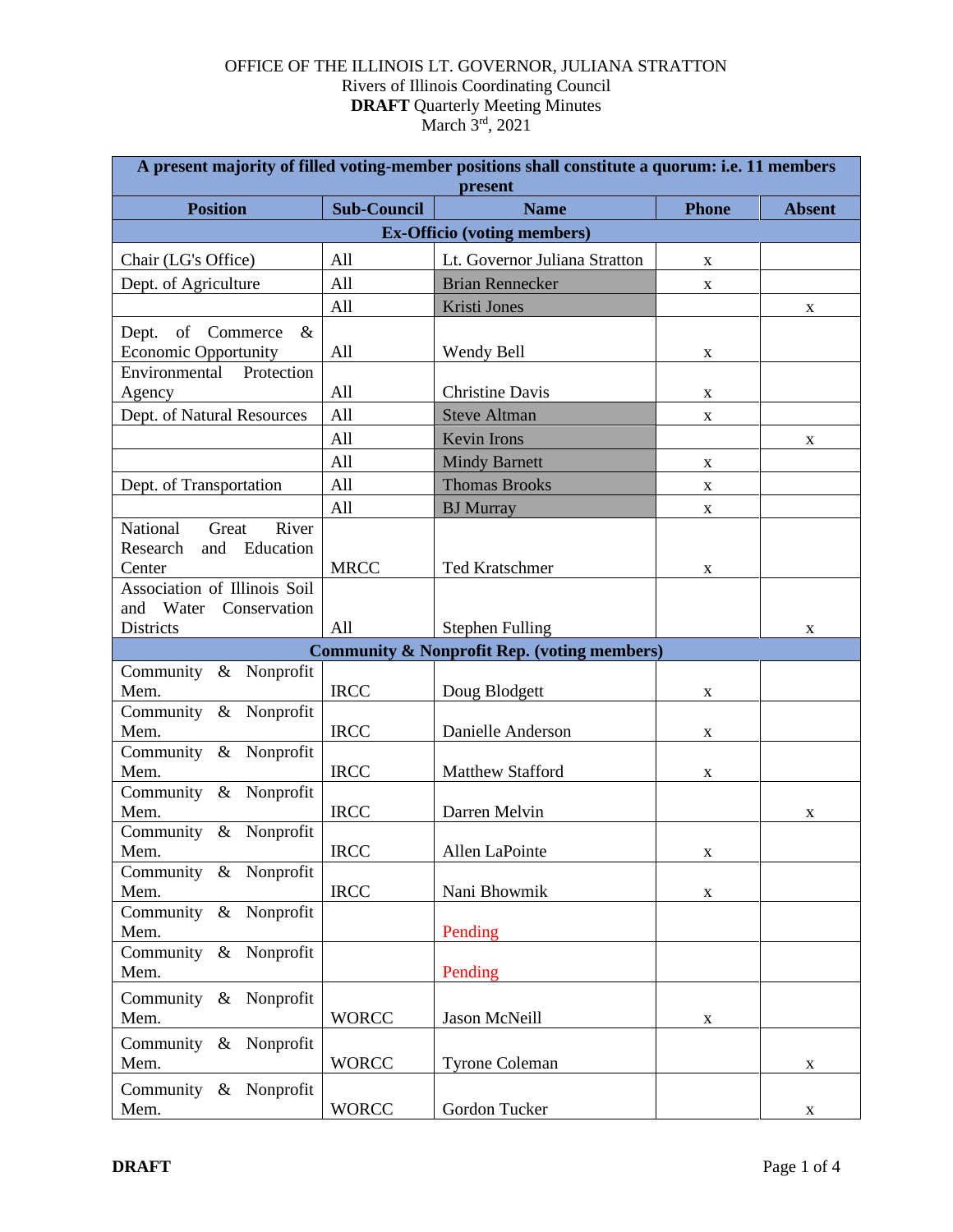OFFICE OF THE ILLINOIS LT. GOVERNOR, JULIANA STRATTON
Rivers of Illinois Coordinating Council
**DRAFT** Quarterly Meeting Minutes
March 3rd, 2021

| A present majority of filled voting-member positions shall constitute a quorum: i.e. 11 members present | | | | |
|---|---|---|---|---|
| **Position** | **Sub-Council** | **Name** | **Phone** | **Absent** |
| **Ex-Officio (voting members)** | | | | |
| Chair (LG's Office) | All | Lt. Governor Juliana Stratton | x | |
| Dept. of Agriculture | All | Brian Rennecker | x | |
| | All | Kristi Jones | | x |
| Dept. of Commerce & Economic Opportunity | All | Wendy Bell | x | |
| Environmental Protection Agency | All | Christine Davis | x | |
| Dept. of Natural Resources | All | Steve Altman | x | |
| | All | Kevin Irons | | x |
| | All | Mindy Barnett | x | |
| Dept. of Transportation | All | Thomas Brooks | x | |
| | All | BJ Murray | x | |
| National Great River Research and Education Center | MRCC | Ted Kratschmer | x | |
| Association of Illinois Soil and Water Conservation Districts | All | Stephen Fulling | | x |
| **Community & Nonprofit Rep. (voting members)** | | | | |
| Community & Nonprofit Mem. | IRCC | Doug Blodgett | x | |
| Community & Nonprofit Mem. | IRCC | Danielle Anderson | x | |
| Community & Nonprofit Mem. | IRCC | Matthew Stafford | x | |
| Community & Nonprofit Mem. | IRCC | Darren Melvin | | x |
| Community & Nonprofit Mem. | IRCC | Allen LaPointe | x | |
| Community & Nonprofit Mem. | IRCC | Nani Bhowmik | x | |
| Community & Nonprofit Mem. | | Pending | | |
| Community & Nonprofit Mem. | | Pending | | |
| Community & Nonprofit Mem. | WORCC | Jason McNeill | x | |
| Community & Nonprofit Mem. | WORCC | Tyrone Coleman | | x |
| Community & Nonprofit Mem. | WORCC | Gordon Tucker | | x |

**DRAFT**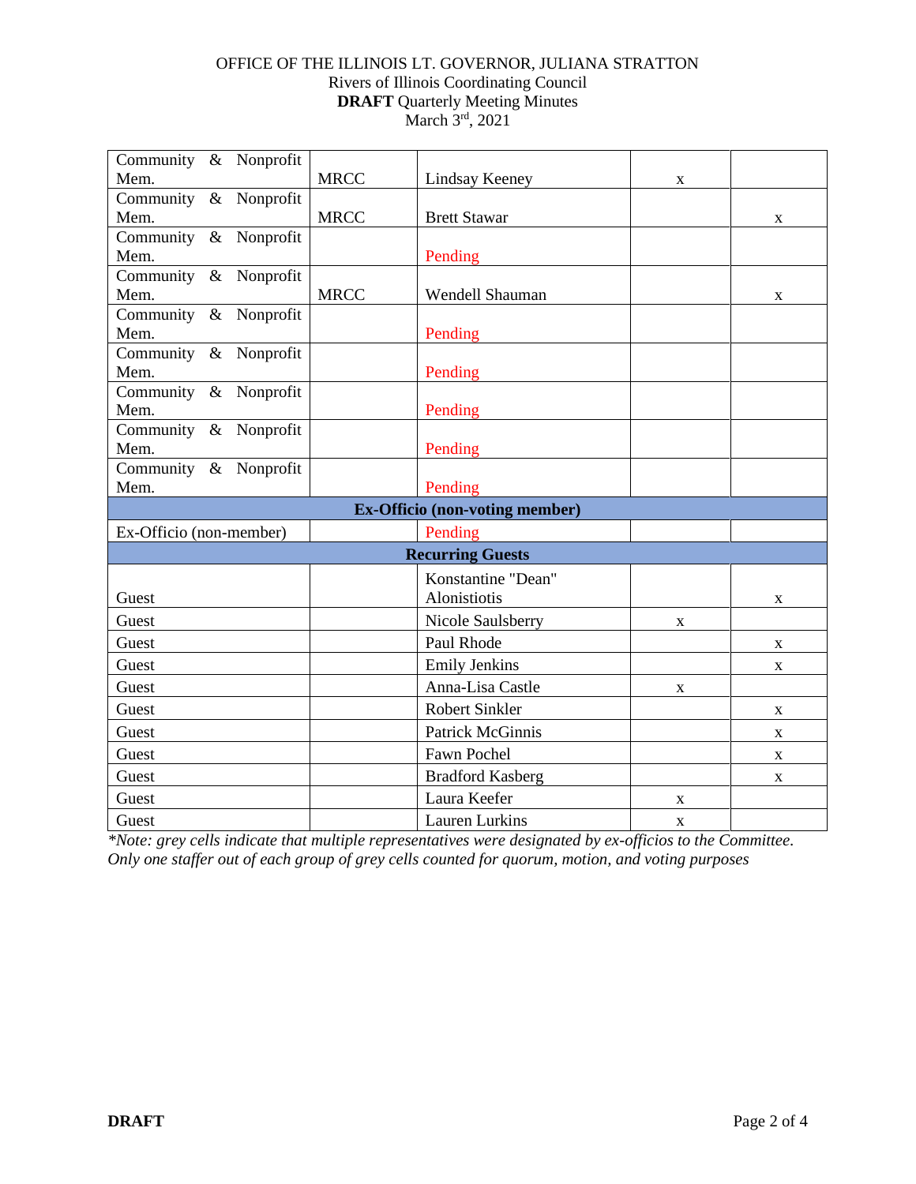OFFICE OF THE ILLINOIS LT. GOVERNOR, JULIANA STRATTON
Rivers of Illinois Coordinating Council
**DRAFT** Quarterly Meeting Minutes
March 3rd, 2021

| | | | | |
|---|---|---|---|---|
| Community & Nonprofit Mem. | MRCC | Lindsay Keeney | x | |
| Community & Nonprofit Mem. | MRCC | Brett Stawar | | x |
| Community & Nonprofit Mem. | | Pending | | |
| Community & Nonprofit Mem. | MRCC | Wendell Shauman | | x |
| Community & Nonprofit Mem. | | Pending | | |
| Community & Nonprofit Mem. | | Pending | | |
| Community & Nonprofit Mem. | | Pending | | |
| Community & Nonprofit Mem. | | Pending | | |
| Community & Nonprofit Mem. | | Pending | | |
| **Ex-Officio (non-voting member)** | | | | |
| Ex-Officio (non-member) | | Pending | | |
| **Recurring Guests** | | | | |
| Guest | | Konstantine "Dean" Alonistiotis | | x |
| Guest | | Nicole Saulsberry | x | |
| Guest | | Paul Rhode | | x |
| Guest | | Emily Jenkins | | x |
| Guest | | Anna-Lisa Castle | x | |
| Guest | | Robert Sinkler | | x |
| Guest | | Patrick McGinnis | | x |
| Guest | | Fawn Pochel | | x |
| Guest | | Bradford Kasberg | | x |
| Guest | | Laura Keefer | x | |
| Guest | | Lauren Lurkins | x | |

*\*Note: grey cells indicate that multiple representatives were designated by ex-officios to the Committee. Only one staffer out of each group of grey cells counted for quorum, motion, and voting purposes*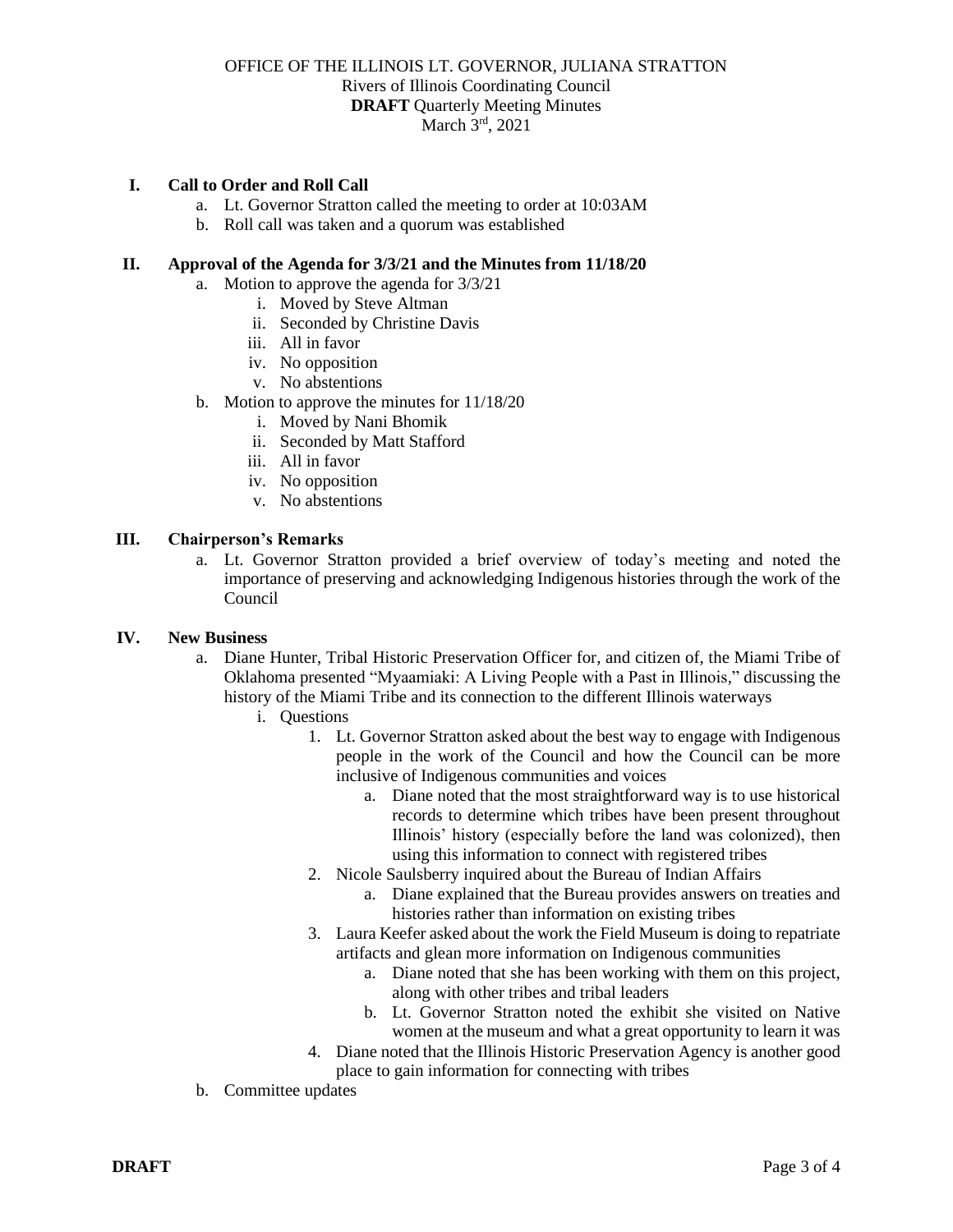OFFICE OF THE ILLINOIS LT. GOVERNOR, JULIANA STRATTON

Rivers of Illinois Coordinating Council

**DRAFT** Quarterly Meeting Minutes

March 3rd, 2021

## I. Call to Order and Roll Call

a. Lt. Governor Stratton called the meeting to order at 10:03AM

b. Roll call was taken and a quorum was established

## II. Approval of the Agenda for 3/3/21 and the Minutes from 11/18/20

a. Motion to approve the agenda for 3/3/21
   - i. Moved by Steve Altman
   - ii. Seconded by Christine Davis
   - iii. All in favor
   - iv. No opposition
   - v. No abstentions

b. Motion to approve the minutes for 11/18/20
   - i. Moved by Nani Bhomik
   - ii. Seconded by Matt Stafford
   - iii. All in favor
   - iv. No opposition
   - v. No abstentions

## III. Chairperson's Remarks

a. Lt. Governor Stratton provided a brief overview of today's meeting and noted the importance of preserving and acknowledging Indigenous histories through the work of the Council

## IV. New Business

a. Diane Hunter, Tribal Historic Preservation Officer for, and citizen of, the Miami Tribe of Oklahoma presented "Myaamiaki: A Living People with a Past in Illinois," discussing the history of the Miami Tribe and its connection to the different Illinois waterways

   i. Questions

      1. Lt. Governor Stratton asked about the best way to engage with Indigenous people in the work of the Council and how the Council can be more inclusive of Indigenous communities and voices
         - a. Diane noted that the most straightforward way is to use historical records to determine which tribes have been present throughout Illinois' history (especially before the land was colonized), then using this information to connect with registered tribes
      2. Nicole Saulsberry inquired about the Bureau of Indian Affairs
         - a. Diane explained that the Bureau provides answers on treaties and histories rather than information on existing tribes
      3. Laura Keefer asked about the work the Field Museum is doing to repatriate artifacts and glean more information on Indigenous communities
         - a. Diane noted that she has been working with them on this project, along with other tribes and tribal leaders
         - b. Lt. Governor Stratton noted the exhibit she visited on Native women at the museum and what a great opportunity to learn it was
      4. Diane noted that the Illinois Historic Preservation Agency is another good place to gain information for connecting with tribes

b. Committee updates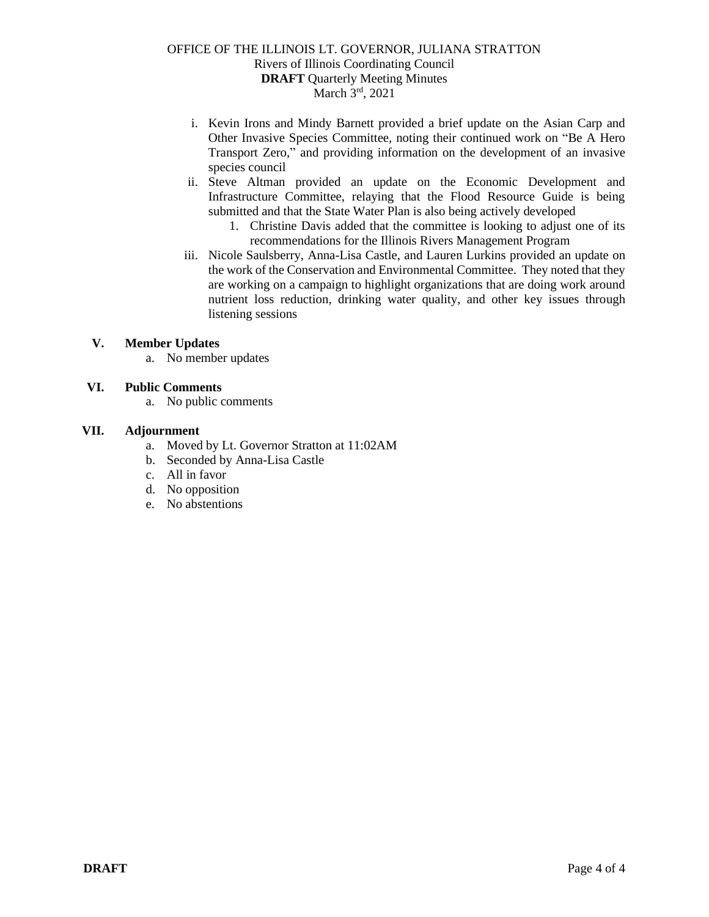i. Kevin Irons and Mindy Barnett provided a brief update on the Asian Carp and Other Invasive Species Committee, noting their continued work on "Be A Hero Transport Zero," and providing information on the development of an invasive species council

ii. Steve Altman provided an update on the Economic Development and Infrastructure Committee, relaying that the Flood Resource Guide is being submitted and that the State Water Plan is also being actively developed

   1. Christine Davis added that the committee is looking to adjust one of its recommendations for the Illinois Rivers Management Program

iii. Nicole Saulsberry, Anna-Lisa Castle, and Lauren Lurkins provided an update on the work of the Conservation and Environmental Committee. They noted that they are working on a campaign to highlight organizations that are doing work around nutrient loss reduction, drinking water quality, and other key issues through listening sessions

## V. Member Updates

a. No member updates

## VI. Public Comments

a. No public comments

## VII. Adjournment

a. Moved by Lt. Governor Stratton at 11:02AM
b. Seconded by Anna-Lisa Castle
c. All in favor
d. No opposition
e. No abstentions